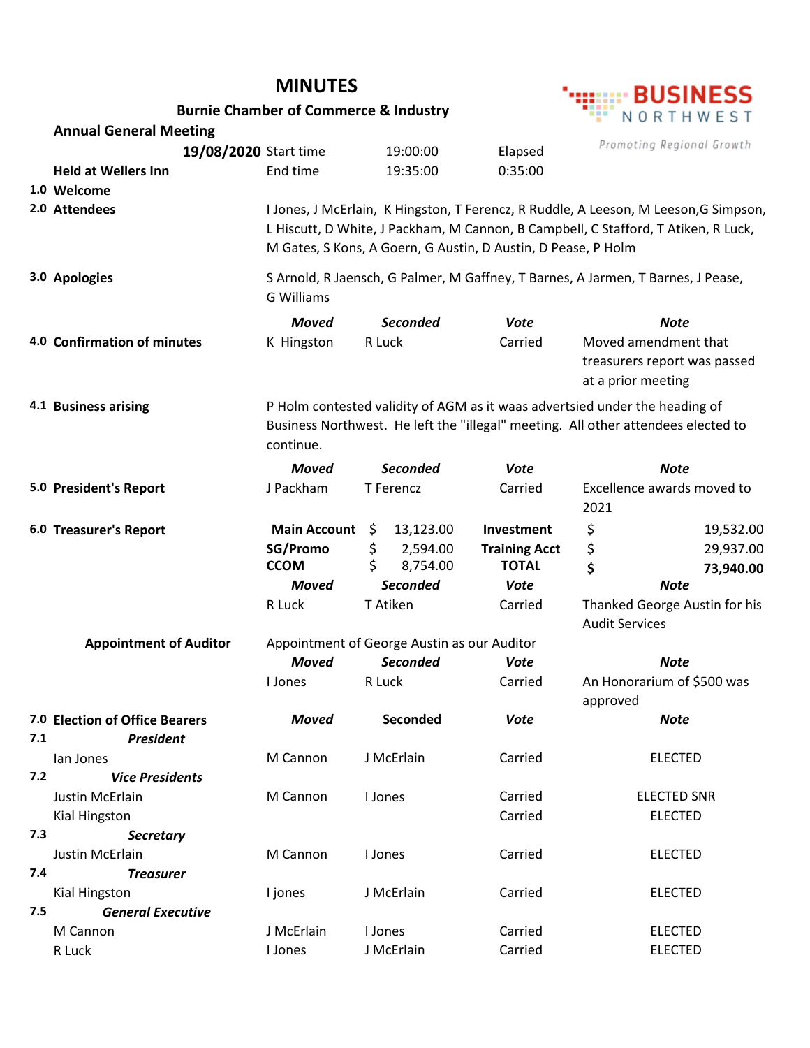# MINUTES

**Burnie Chamber of Commerce & Industry**

**BUSINESS NORTHWEST**
Promoting Regional Growth

## Annual General Meeting

**19/08/2020** Start time 19:00:00 Elapsed

**Held at Wellers Inn** End time 19:35:00 0:35:00

**1.0 Welcome**

**2.0 Attendees**

I Jones, J McErlain, K Hingston, T Ferencz, R Ruddle, A Leeson, M Leeson, G Simpson, L Hiscutt, D White, J Packham, M Cannon, B Campbell, C Stafford, T Atiken, R Luck, M Gates, S Kons, A Goern, G Austin, D Austin, D Pease, P Holm

**3.0 Apologies**

S Arnold, R Jaensch, G Palmer, M Gaffney, T Barnes, A Jarmen, T Barnes, J Pease, G Williams

| | *Moved* | *Seconded* | *Vote* | *Note* |
|---|---|---|---|---|
| **4.0 Confirmation of minutes** | K Hingston | R Luck | Carried | Moved amendment that treasurers report was passed at a prior meeting |

**4.1 Business arising**

P Holm contested validity of AGM as it waas advertsied under the heading of Business Northwest. He left the "illegal" meeting. All other attendees elected to continue.

| | *Moved* | *Seconded* | *Vote* | *Note* |
|---|---|---|---|---|
| **5.0 President's Report** | J Packham | T Ferencz | Carried | Excellence awards moved to 2021 |

**6.0 Treasurer's Report**

| | | | |
|---|---|---|---|
| **Main Account** | $ 13,123.00 | **Investment** | $ 19,532.00 |
| **SG/Promo** | $ 2,594.00 | **Training Acct** | $ 29,937.00 |
| **CCOM** | $ 8,754.00 | **TOTAL** | **$ 73,940.00** |

| *Moved* | *Seconded* | *Vote* | *Note* |
|---|---|---|---|
| R Luck | T Atiken | Carried | Thanked George Austin for his Audit Services |

**Appointment of Auditor**

Appointment of George Austin as our Auditor

| *Moved* | *Seconded* | *Vote* | *Note* |
|---|---|---|---|
| I Jones | R Luck | Carried | An Honorarium of $500 was approved |

| **7.0 Election of Office Bearers** | *Moved* | **Seconded** | *Vote* | *Note* |
|---|---|---|---|---|
| **7.1** ***President*** | | | | |
| Ian Jones | M Cannon | J McErlain | Carried | ELECTED |
| **7.2** ***Vice Presidents*** | | | | |
| Justin McErlain | M Cannon | I Jones | Carried | ELECTED SNR |
| Kial Hingston | | | Carried | ELECTED |
| **7.3** ***Secretary*** | | | | |
| Justin McErlain | M Cannon | I Jones | Carried | ELECTED |
| **7.4** ***Treasurer*** | | | | |
| Kial Hingston | I jones | J McErlain | Carried | ELECTED |
| **7.5** ***General Executive*** | | | | |
| M Cannon | J McErlain | I Jones | Carried | ELECTED |
| R Luck | I Jones | J McErlain | Carried | ELECTED |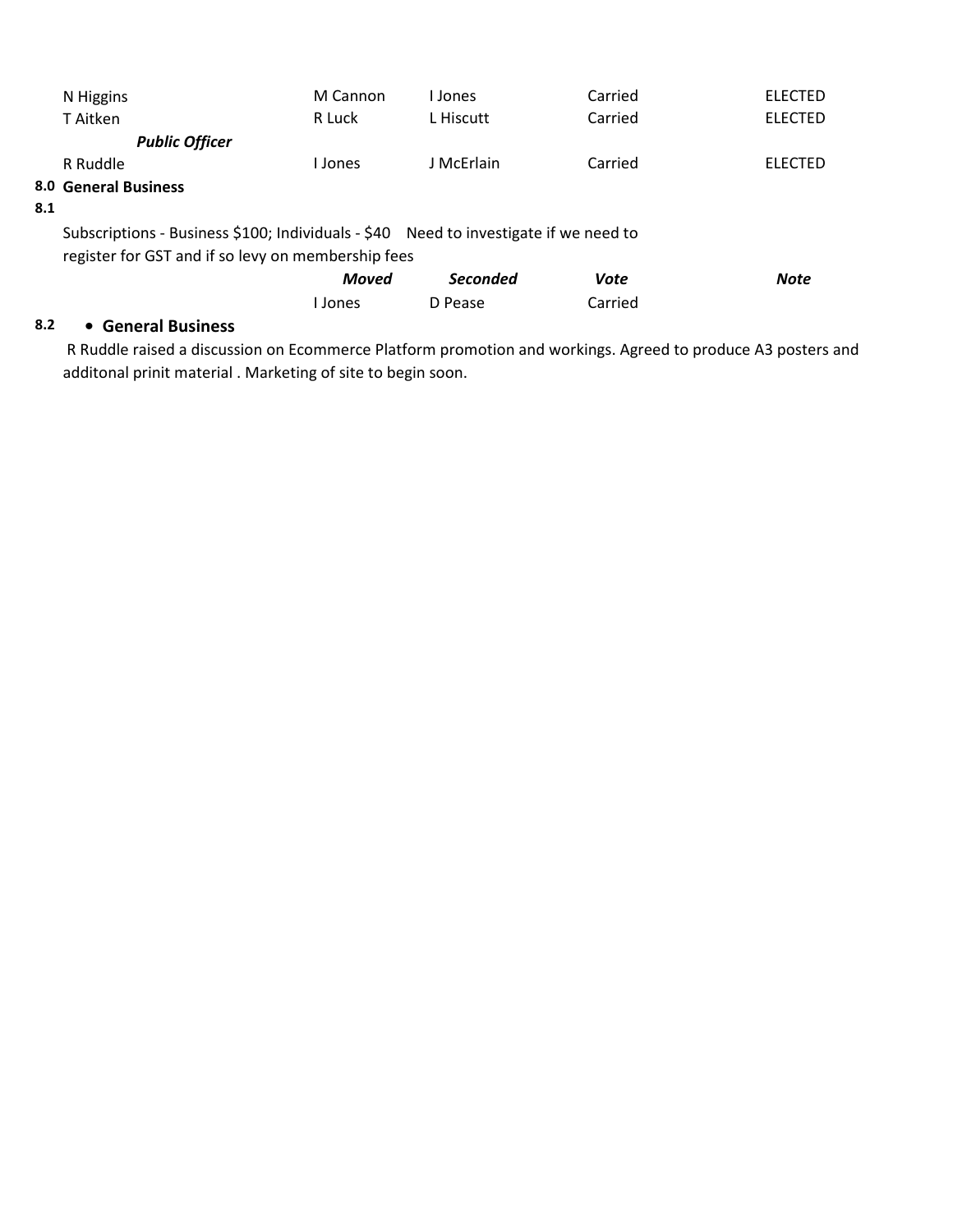| | | | | |
|---|---|---|---|---|
| N Higgins | M Cannon | I Jones | Carried | ELECTED |
| T Aitken | R Luck | L Hiscutt | Carried | ELECTED |
| ***Public Officer*** | | | | |
| R Ruddle | I Jones | J McErlain | Carried | ELECTED |

**8.0 General Business**

**8.1**

Subscriptions - Business $100; Individuals - $40 Need to investigate if we need to register for GST and if so levy on membership fees

| | ***Moved*** | ***Seconded*** | ***Vote*** | ***Note*** |
|---|---|---|---|---|
| | I Jones | D Pease | Carried | |

**8.2** • **General Business**

R Ruddle raised a discussion on Ecommerce Platform promotion and workings. Agreed to produce A3 posters and additonal prinit material . Marketing of site to begin soon.